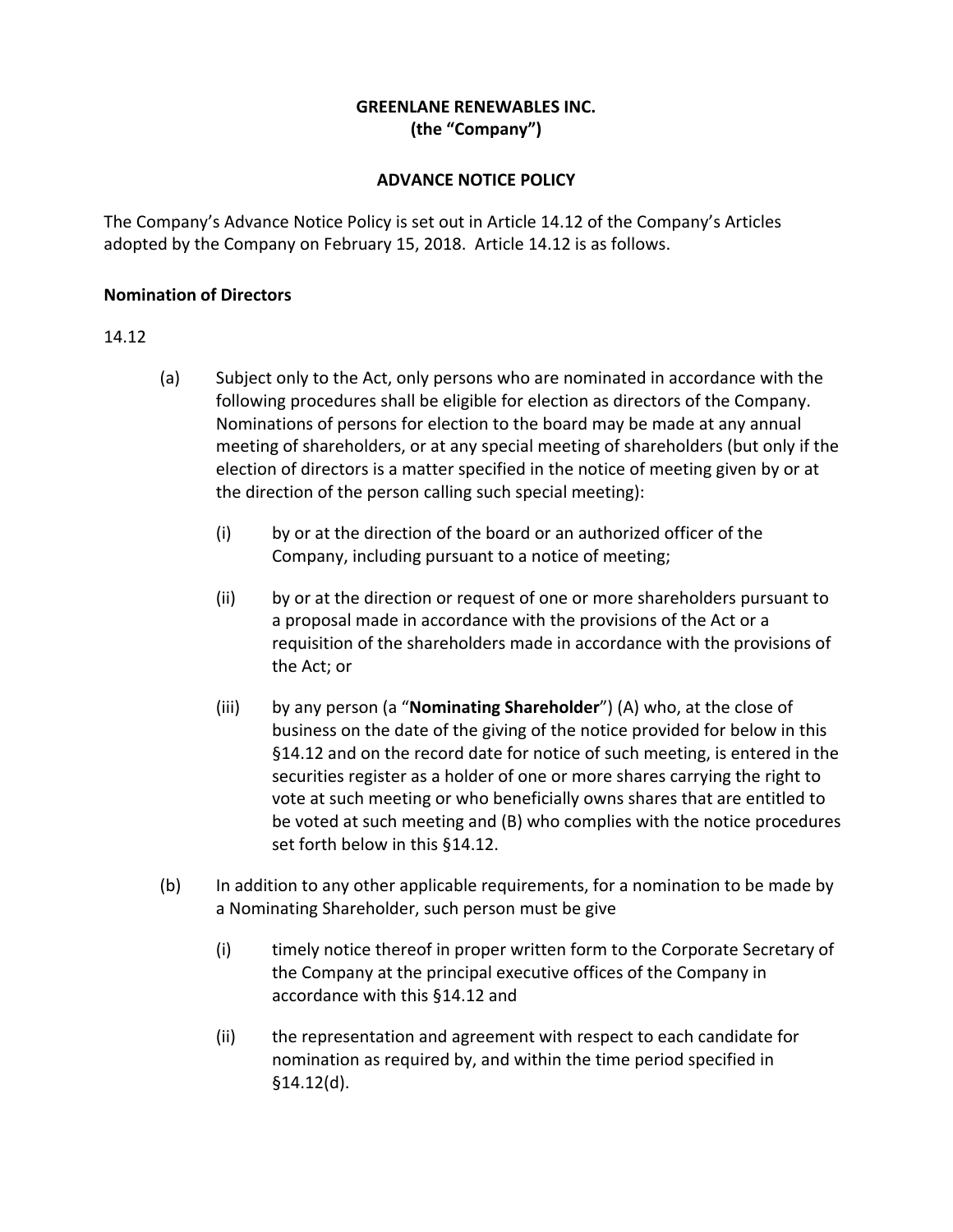**GREENLANE RENEWABLES INC.**
**(the "Company")**

**ADVANCE NOTICE POLICY**

The Company's Advance Notice Policy is set out in Article 14.12 of the Company's Articles adopted by the Company on February 15, 2018. Article 14.12 is as follows.

**Nomination of Directors**

14.12

(a) Subject only to the Act, only persons who are nominated in accordance with the following procedures shall be eligible for election as directors of the Company. Nominations of persons for election to the board may be made at any annual meeting of shareholders, or at any special meeting of shareholders (but only if the election of directors is a matter specified in the notice of meeting given by or at the direction of the person calling such special meeting):

  (i) by or at the direction of the board or an authorized officer of the Company, including pursuant to a notice of meeting;

  (ii) by or at the direction or request of one or more shareholders pursuant to a proposal made in accordance with the provisions of the Act or a requisition of the shareholders made in accordance with the provisions of the Act; or

  (iii) by any person (a "**Nominating Shareholder**") (A) who, at the close of business on the date of the giving of the notice provided for below in this §14.12 and on the record date for notice of such meeting, is entered in the securities register as a holder of one or more shares carrying the right to vote at such meeting or who beneficially owns shares that are entitled to be voted at such meeting and (B) who complies with the notice procedures set forth below in this §14.12.

(b) In addition to any other applicable requirements, for a nomination to be made by a Nominating Shareholder, such person must be give

  (i) timely notice thereof in proper written form to the Corporate Secretary of the Company at the principal executive offices of the Company in accordance with this §14.12 and

  (ii) the representation and agreement with respect to each candidate for nomination as required by, and within the time period specified in §14.12(d).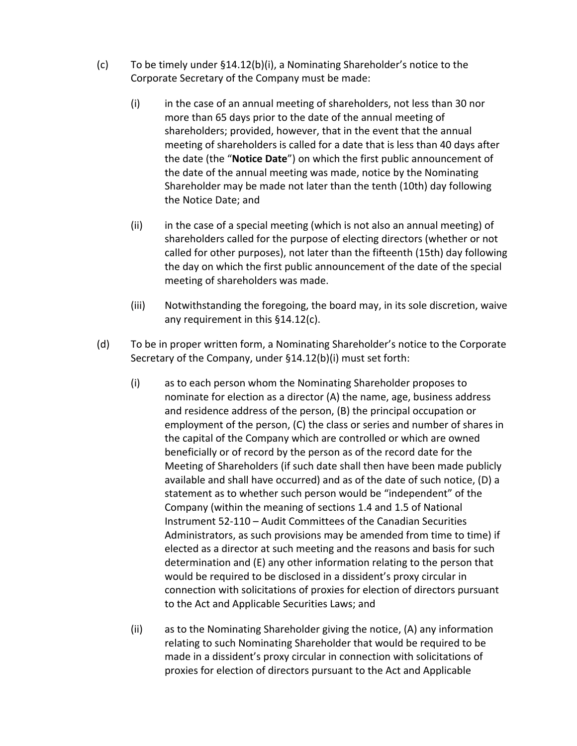(c) To be timely under §14.12(b)(i), a Nominating Shareholder's notice to the Corporate Secretary of the Company must be made:

  (i) in the case of an annual meeting of shareholders, not less than 30 nor more than 65 days prior to the date of the annual meeting of shareholders; provided, however, that in the event that the annual meeting of shareholders is called for a date that is less than 40 days after the date (the "**Notice Date**") on which the first public announcement of the date of the annual meeting was made, notice by the Nominating Shareholder may be made not later than the tenth (10th) day following the Notice Date; and

  (ii) in the case of a special meeting (which is not also an annual meeting) of shareholders called for the purpose of electing directors (whether or not called for other purposes), not later than the fifteenth (15th) day following the day on which the first public announcement of the date of the special meeting of shareholders was made.

  (iii) Notwithstanding the foregoing, the board may, in its sole discretion, waive any requirement in this §14.12(c).

(d) To be in proper written form, a Nominating Shareholder's notice to the Corporate Secretary of the Company, under §14.12(b)(i) must set forth:

  (i) as to each person whom the Nominating Shareholder proposes to nominate for election as a director (A) the name, age, business address and residence address of the person, (B) the principal occupation or employment of the person, (C) the class or series and number of shares in the capital of the Company which are controlled or which are owned beneficially or of record by the person as of the record date for the Meeting of Shareholders (if such date shall then have been made publicly available and shall have occurred) and as of the date of such notice, (D) a statement as to whether such person would be "independent" of the Company (within the meaning of sections 1.4 and 1.5 of National Instrument 52-110 – Audit Committees of the Canadian Securities Administrators, as such provisions may be amended from time to time) if elected as a director at such meeting and the reasons and basis for such determination and (E) any other information relating to the person that would be required to be disclosed in a dissident's proxy circular in connection with solicitations of proxies for election of directors pursuant to the Act and Applicable Securities Laws; and

  (ii) as to the Nominating Shareholder giving the notice, (A) any information relating to such Nominating Shareholder that would be required to be made in a dissident's proxy circular in connection with solicitations of proxies for election of directors pursuant to the Act and Applicable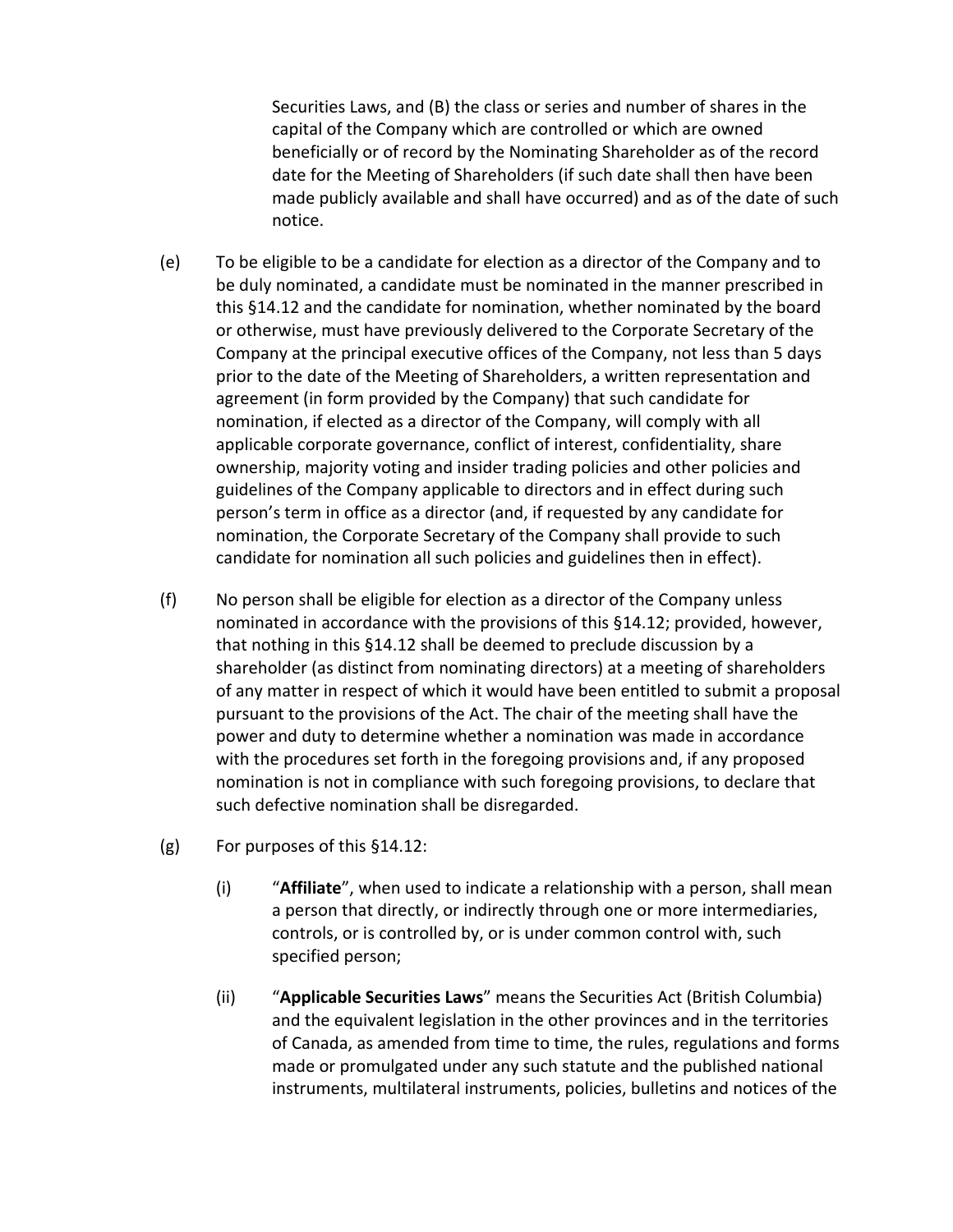Securities Laws, and (B) the class or series and number of shares in the capital of the Company which are controlled or which are owned beneficially or of record by the Nominating Shareholder as of the record date for the Meeting of Shareholders (if such date shall then have been made publicly available and shall have occurred) and as of the date of such notice.

(e) To be eligible to be a candidate for election as a director of the Company and to be duly nominated, a candidate must be nominated in the manner prescribed in this §14.12 and the candidate for nomination, whether nominated by the board or otherwise, must have previously delivered to the Corporate Secretary of the Company at the principal executive offices of the Company, not less than 5 days prior to the date of the Meeting of Shareholders, a written representation and agreement (in form provided by the Company) that such candidate for nomination, if elected as a director of the Company, will comply with all applicable corporate governance, conflict of interest, confidentiality, share ownership, majority voting and insider trading policies and other policies and guidelines of the Company applicable to directors and in effect during such person's term in office as a director (and, if requested by any candidate for nomination, the Corporate Secretary of the Company shall provide to such candidate for nomination all such policies and guidelines then in effect).

(f) No person shall be eligible for election as a director of the Company unless nominated in accordance with the provisions of this §14.12; provided, however, that nothing in this §14.12 shall be deemed to preclude discussion by a shareholder (as distinct from nominating directors) at a meeting of shareholders of any matter in respect of which it would have been entitled to submit a proposal pursuant to the provisions of the Act. The chair of the meeting shall have the power and duty to determine whether a nomination was made in accordance with the procedures set forth in the foregoing provisions and, if any proposed nomination is not in compliance with such foregoing provisions, to declare that such defective nomination shall be disregarded.

(g) For purposes of this §14.12:

  (i) "**Affiliate**", when used to indicate a relationship with a person, shall mean a person that directly, or indirectly through one or more intermediaries, controls, or is controlled by, or is under common control with, such specified person;

  (ii) "**Applicable Securities Laws**" means the Securities Act (British Columbia) and the equivalent legislation in the other provinces and in the territories of Canada, as amended from time to time, the rules, regulations and forms made or promulgated under any such statute and the published national instruments, multilateral instruments, policies, bulletins and notices of the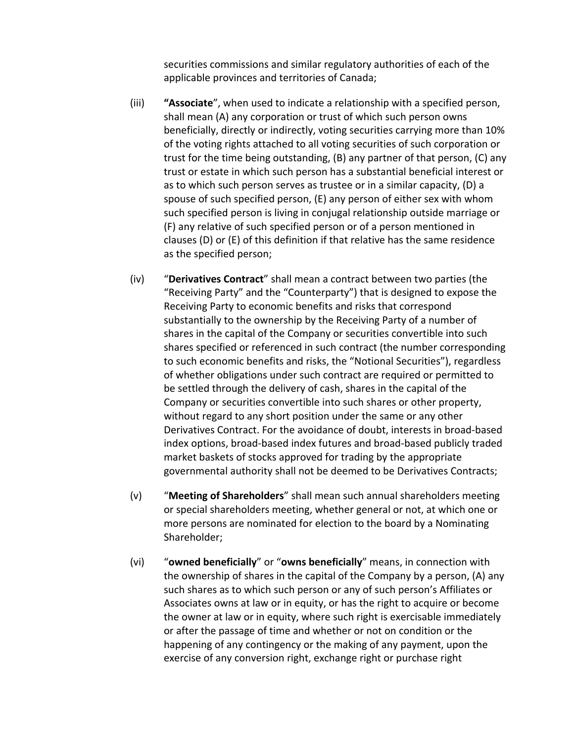securities commissions and similar regulatory authorities of each of the applicable provinces and territories of Canada;

(iii) **"Associate"**, when used to indicate a relationship with a specified person, shall mean (A) any corporation or trust of which such person owns beneficially, directly or indirectly, voting securities carrying more than 10% of the voting rights attached to all voting securities of such corporation or trust for the time being outstanding, (B) any partner of that person, (C) any trust or estate in which such person has a substantial beneficial interest or as to which such person serves as trustee or in a similar capacity, (D) a spouse of such specified person, (E) any person of either sex with whom such specified person is living in conjugal relationship outside marriage or (F) any relative of such specified person or of a person mentioned in clauses (D) or (E) of this definition if that relative has the same residence as the specified person;

(iv) "**Derivatives Contract**" shall mean a contract between two parties (the "Receiving Party" and the "Counterparty") that is designed to expose the Receiving Party to economic benefits and risks that correspond substantially to the ownership by the Receiving Party of a number of shares in the capital of the Company or securities convertible into such shares specified or referenced in such contract (the number corresponding to such economic benefits and risks, the "Notional Securities"), regardless of whether obligations under such contract are required or permitted to be settled through the delivery of cash, shares in the capital of the Company or securities convertible into such shares or other property, without regard to any short position under the same or any other Derivatives Contract. For the avoidance of doubt, interests in broad-based index options, broad-based index futures and broad-based publicly traded market baskets of stocks approved for trading by the appropriate governmental authority shall not be deemed to be Derivatives Contracts;

(v) "**Meeting of Shareholders**" shall mean such annual shareholders meeting or special shareholders meeting, whether general or not, at which one or more persons are nominated for election to the board by a Nominating Shareholder;

(vi) "**owned beneficially**" or "**owns beneficially**" means, in connection with the ownership of shares in the capital of the Company by a person, (A) any such shares as to which such person or any of such person's Affiliates or Associates owns at law or in equity, or has the right to acquire or become the owner at law or in equity, where such right is exercisable immediately or after the passage of time and whether or not on condition or the happening of any contingency or the making of any payment, upon the exercise of any conversion right, exchange right or purchase right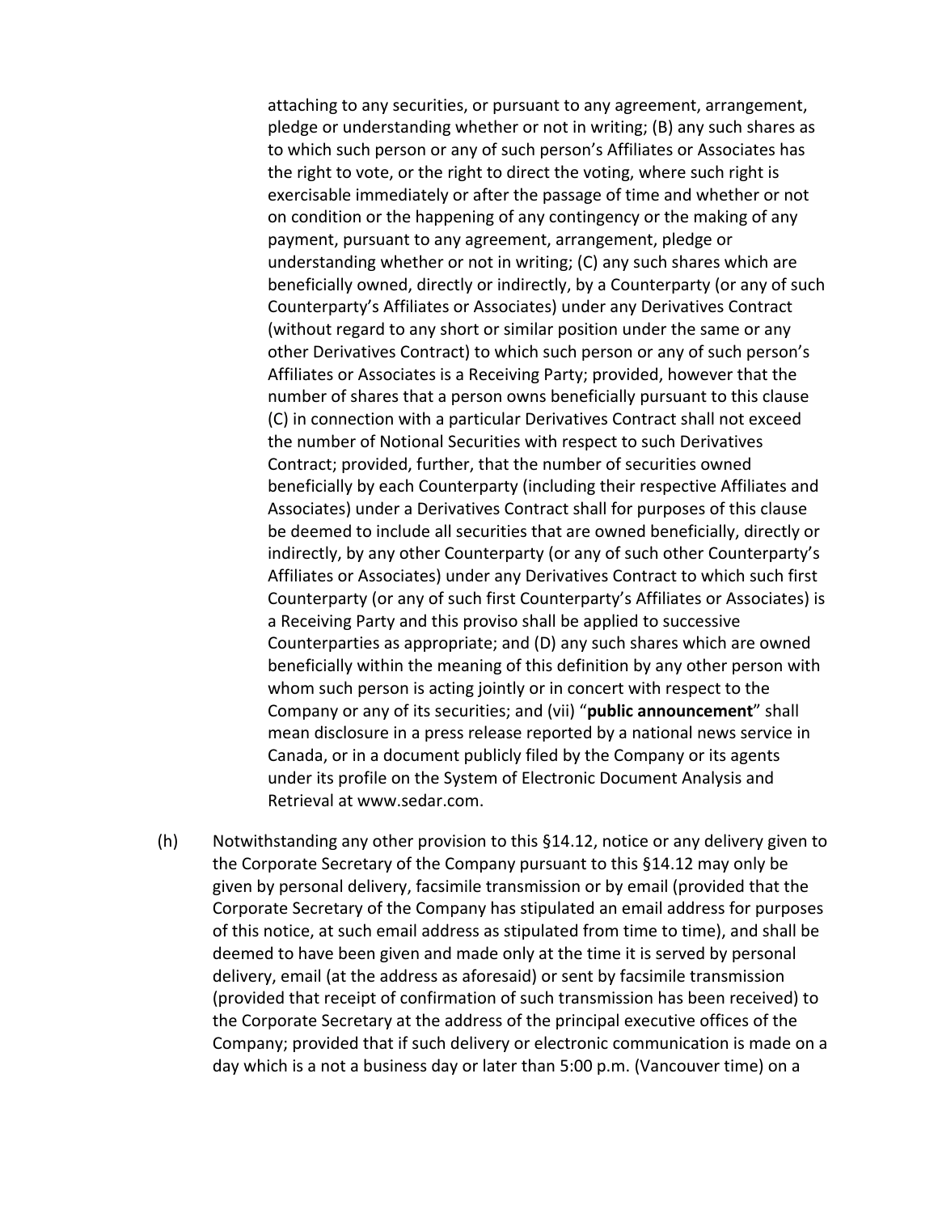attaching to any securities, or pursuant to any agreement, arrangement, pledge or understanding whether or not in writing; (B) any such shares as to which such person or any of such person's Affiliates or Associates has the right to vote, or the right to direct the voting, where such right is exercisable immediately or after the passage of time and whether or not on condition or the happening of any contingency or the making of any payment, pursuant to any agreement, arrangement, pledge or understanding whether or not in writing; (C) any such shares which are beneficially owned, directly or indirectly, by a Counterparty (or any of such Counterparty's Affiliates or Associates) under any Derivatives Contract (without regard to any short or similar position under the same or any other Derivatives Contract) to which such person or any of such person's Affiliates or Associates is a Receiving Party; provided, however that the number of shares that a person owns beneficially pursuant to this clause (C) in connection with a particular Derivatives Contract shall not exceed the number of Notional Securities with respect to such Derivatives Contract; provided, further, that the number of securities owned beneficially by each Counterparty (including their respective Affiliates and Associates) under a Derivatives Contract shall for purposes of this clause be deemed to include all securities that are owned beneficially, directly or indirectly, by any other Counterparty (or any of such other Counterparty's Affiliates or Associates) under any Derivatives Contract to which such first Counterparty (or any of such first Counterparty's Affiliates or Associates) is a Receiving Party and this proviso shall be applied to successive Counterparties as appropriate; and (D) any such shares which are owned beneficially within the meaning of this definition by any other person with whom such person is acting jointly or in concert with respect to the Company or any of its securities; and (vii) "**public announcement**" shall mean disclosure in a press release reported by a national news service in Canada, or in a document publicly filed by the Company or its agents under its profile on the System of Electronic Document Analysis and Retrieval at www.sedar.com.

(h) Notwithstanding any other provision to this §14.12, notice or any delivery given to the Corporate Secretary of the Company pursuant to this §14.12 may only be given by personal delivery, facsimile transmission or by email (provided that the Corporate Secretary of the Company has stipulated an email address for purposes of this notice, at such email address as stipulated from time to time), and shall be deemed to have been given and made only at the time it is served by personal delivery, email (at the address as aforesaid) or sent by facsimile transmission (provided that receipt of confirmation of such transmission has been received) to the Corporate Secretary at the address of the principal executive offices of the Company; provided that if such delivery or electronic communication is made on a day which is a not a business day or later than 5:00 p.m. (Vancouver time) on a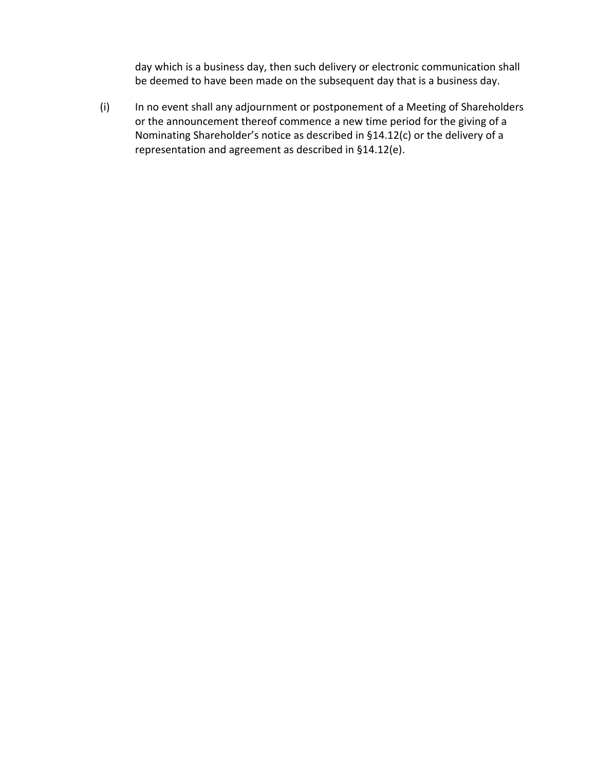day which is a business day, then such delivery or electronic communication shall be deemed to have been made on the subsequent day that is a business day.

(i) In no event shall any adjournment or postponement of a Meeting of Shareholders or the announcement thereof commence a new time period for the giving of a Nominating Shareholder's notice as described in §14.12(c) or the delivery of a representation and agreement as described in §14.12(e).